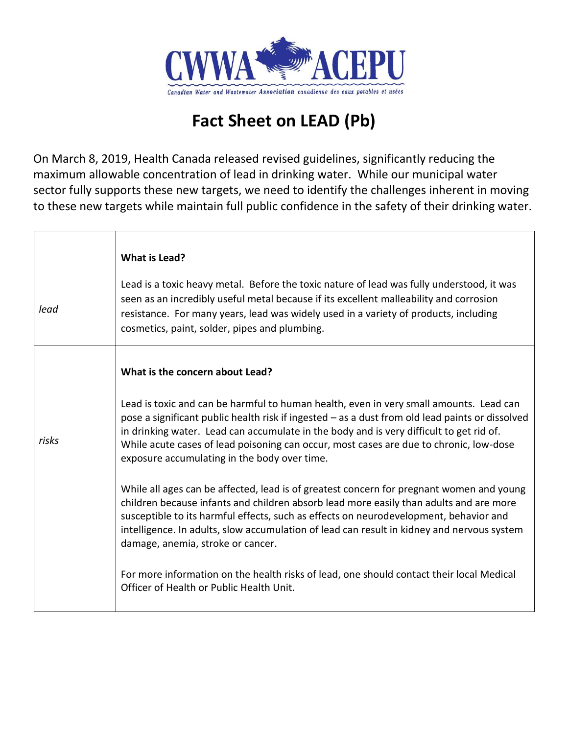# Fact Sheet on LEAD (Pb)

On March 8, 2019, Health Canada released revised guidelines, significantly reducing the maximum allowable concentration of lead in drinking water. While our municipal water sector fully supports these new targets, we need to identify the challenges inherent in moving to these new targets while maintain full public confidence in the safety of their drinking water.

| | |
|---|---|
| *lead* | **What is Lead?**<br><br>Lead is a toxic heavy metal. Before the toxic nature of lead was fully understood, it was seen as an incredibly useful metal because if its excellent malleability and corrosion resistance. For many years, lead was widely used in a variety of products, including cosmetics, paint, solder, pipes and plumbing. |
| *risks* | **What is the concern about Lead?**<br><br>Lead is toxic and can be harmful to human health, even in very small amounts. Lead can pose a significant public health risk if ingested – as a dust from old lead paints or dissolved in drinking water. Lead can accumulate in the body and is very difficult to get rid of. While acute cases of lead poisoning can occur, most cases are due to chronic, low-dose exposure accumulating in the body over time.<br><br>While all ages can be affected, lead is of greatest concern for pregnant women and young children because infants and children absorb lead more easily than adults and are more susceptible to its harmful effects, such as effects on neurodevelopment, behavior and intelligence. In adults, slow accumulation of lead can result in kidney and nervous system damage, anemia, stroke or cancer.<br><br>For more information on the health risks of lead, one should contact their local Medical Officer of Health or Public Health Unit. |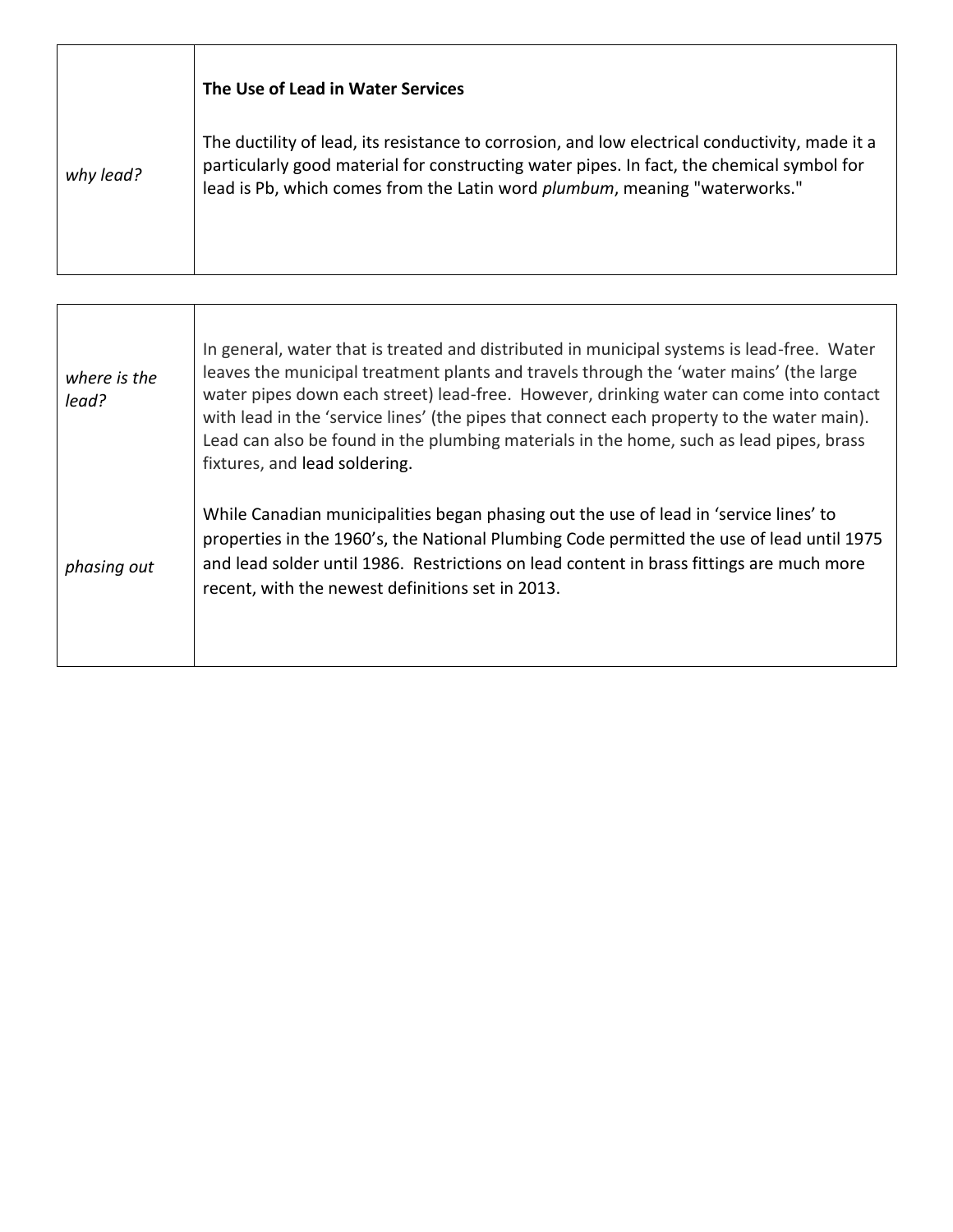| | |
|---|---|
| *why lead?* | **The Use of Lead in Water Services**<br><br>The ductility of lead, its resistance to corrosion, and low electrical conductivity, made it a particularly good material for constructing water pipes. In fact, the chemical symbol for lead is Pb, which comes from the Latin word *plumbum*, meaning "waterworks." |

| | |
|---|---|
| *where is the lead?* | In general, water that is treated and distributed in municipal systems is lead-free. Water leaves the municipal treatment plants and travels through the 'water mains' (the large water pipes down each street) lead-free. However, drinking water can come into contact with lead in the 'service lines' (the pipes that connect each property to the water main). Lead can also be found in the plumbing materials in the home, such as lead pipes, brass fixtures, and lead soldering. |
| *phasing out* | While Canadian municipalities began phasing out the use of lead in 'service lines' to properties in the 1960's, the National Plumbing Code permitted the use of lead until 1975 and lead solder until 1986. Restrictions on lead content in brass fittings are much more recent, with the newest definitions set in 2013. |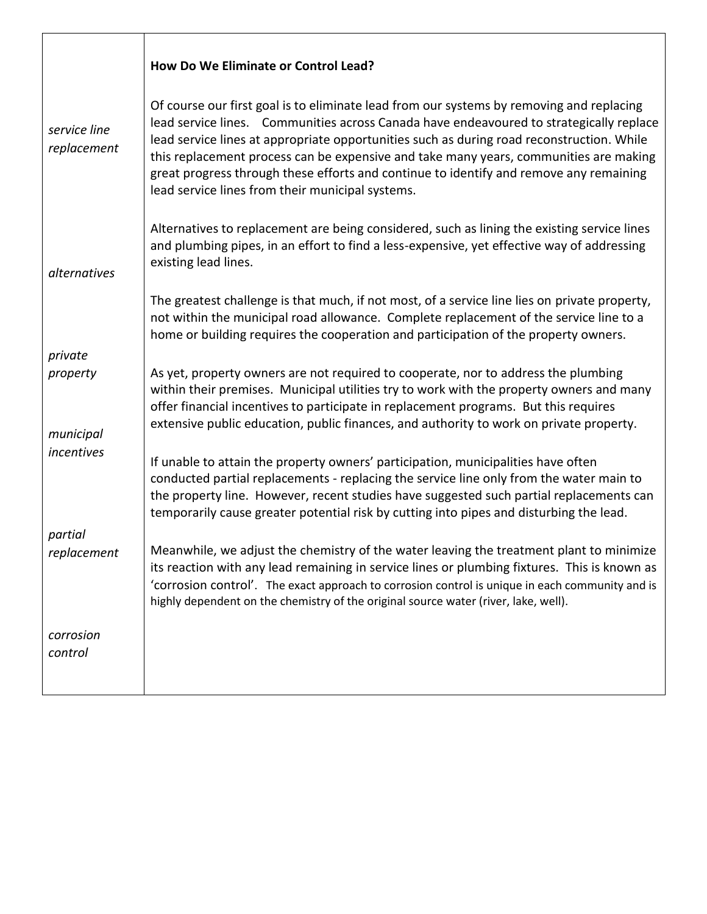## How Do We Eliminate or Control Lead?

*service line replacement*

Of course our first goal is to eliminate lead from our systems by removing and replacing lead service lines. Communities across Canada have endeavoured to strategically replace lead service lines at appropriate opportunities such as during road reconstruction. While this replacement process can be expensive and take many years, communities are making great progress through these efforts and continue to identify and remove any remaining lead service lines from their municipal systems.

*alternatives*

Alternatives to replacement are being considered, such as lining the existing service lines and plumbing pipes, in an effort to find a less-expensive, yet effective way of addressing existing lead lines.

*private property*

The greatest challenge is that much, if not most, of a service line lies on private property, not within the municipal road allowance. Complete replacement of the service line to a home or building requires the cooperation and participation of the property owners.

*municipal incentives*

As yet, property owners are not required to cooperate, nor to address the plumbing within their premises. Municipal utilities try to work with the property owners and many offer financial incentives to participate in replacement programs. But this requires extensive public education, public finances, and authority to work on private property.

*partial replacement*

If unable to attain the property owners' participation, municipalities have often conducted partial replacements - replacing the service line only from the water main to the property line. However, recent studies have suggested such partial replacements can temporarily cause greater potential risk by cutting into pipes and disturbing the lead.

*corrosion control*

Meanwhile, we adjust the chemistry of the water leaving the treatment plant to minimize its reaction with any lead remaining in service lines or plumbing fixtures. This is known as 'corrosion control'. The exact approach to corrosion control is unique in each community and is highly dependent on the chemistry of the original source water (river, lake, well).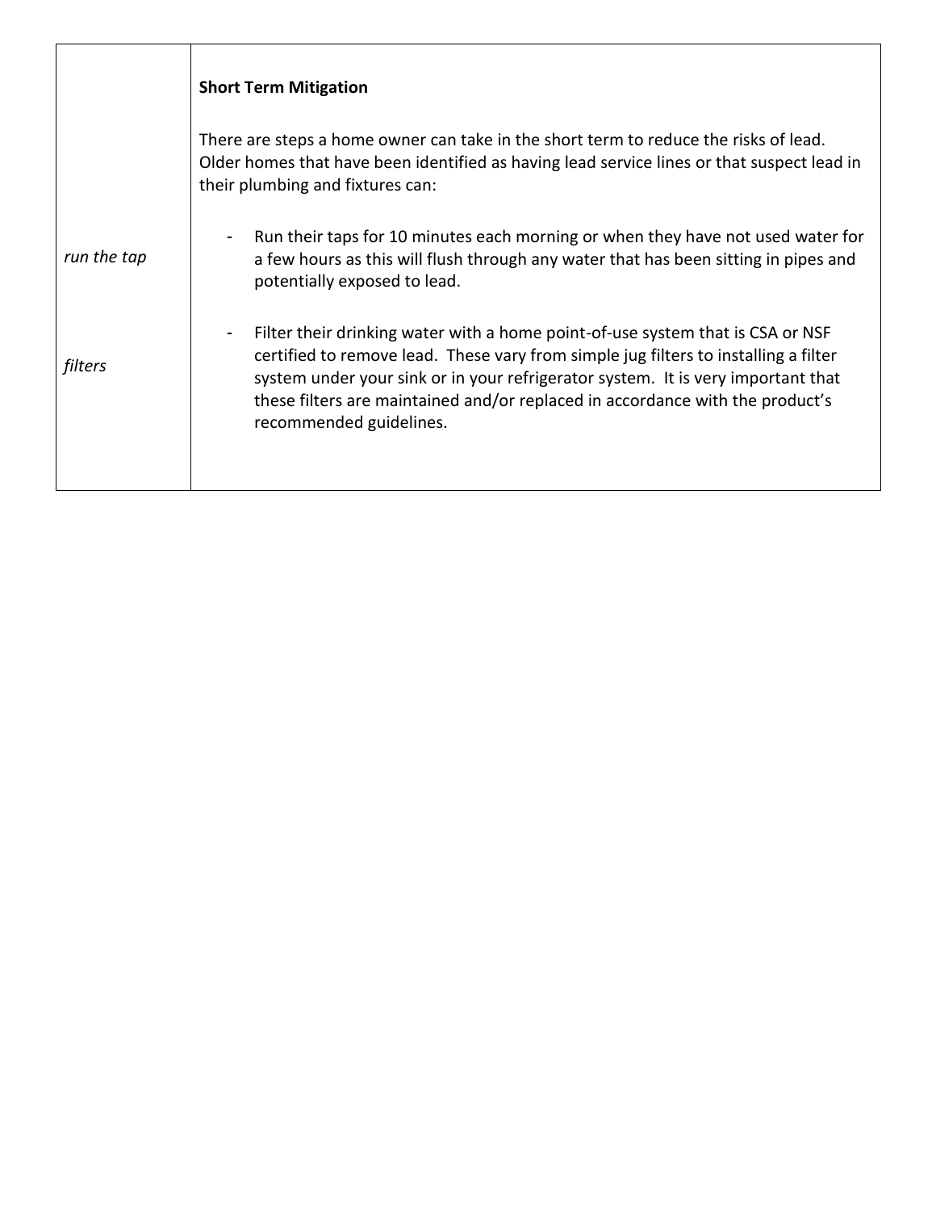| | |
|---|---|
| | **Short Term Mitigation**<br><br>There are steps a home owner can take in the short term to reduce the risks of lead. Older homes that have been identified as having lead service lines or that suspect lead in their plumbing and fixtures can: |
| *run the tap* | - Run their taps for 10 minutes each morning or when they have not used water for a few hours as this will flush through any water that has been sitting in pipes and potentially exposed to lead. |
| *filters* | - Filter their drinking water with a home point-of-use system that is CSA or NSF certified to remove lead. These vary from simple jug filters to installing a filter system under your sink or in your refrigerator system. It is very important that these filters are maintained and/or replaced in accordance with the product's recommended guidelines. |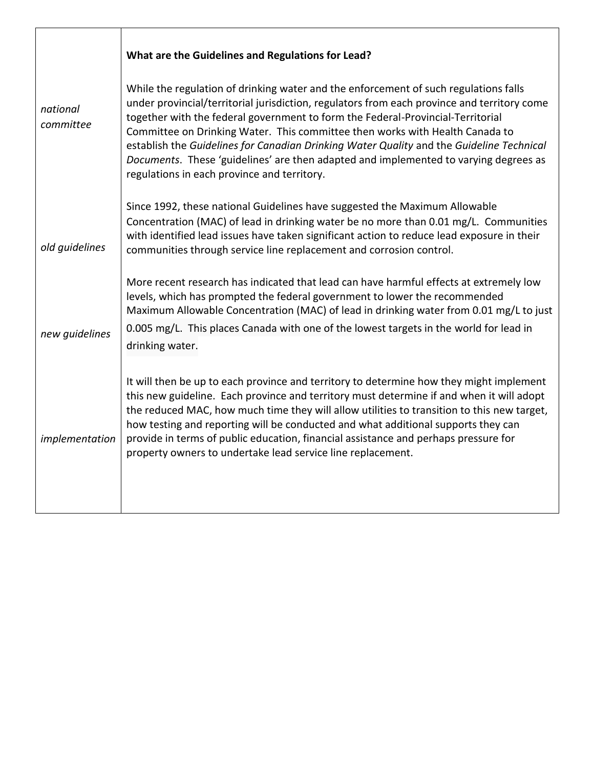### What are the Guidelines and Regulations for Lead?

*national committee*

While the regulation of drinking water and the enforcement of such regulations falls under provincial/territorial jurisdiction, regulators from each province and territory come together with the federal government to form the Federal-Provincial-Territorial Committee on Drinking Water. This committee then works with Health Canada to establish the *Guidelines for Canadian Drinking Water Quality* and the *Guideline Technical Documents*. These 'guidelines' are then adapted and implemented to varying degrees as regulations in each province and territory.

*old guidelines*

Since 1992, these national Guidelines have suggested the Maximum Allowable Concentration (MAC) of lead in drinking water be no more than 0.01 mg/L. Communities with identified lead issues have taken significant action to reduce lead exposure in their communities through service line replacement and corrosion control.

*new guidelines*

More recent research has indicated that lead can have harmful effects at extremely low levels, which has prompted the federal government to lower the recommended Maximum Allowable Concentration (MAC) of lead in drinking water from 0.01 mg/L to just 0.005 mg/L. This places Canada with one of the lowest targets in the world for lead in drinking water.

*implementation*

It will then be up to each province and territory to determine how they might implement this new guideline. Each province and territory must determine if and when it will adopt the reduced MAC, how much time they will allow utilities to transition to this new target, how testing and reporting will be conducted and what additional supports they can provide in terms of public education, financial assistance and perhaps pressure for property owners to undertake lead service line replacement.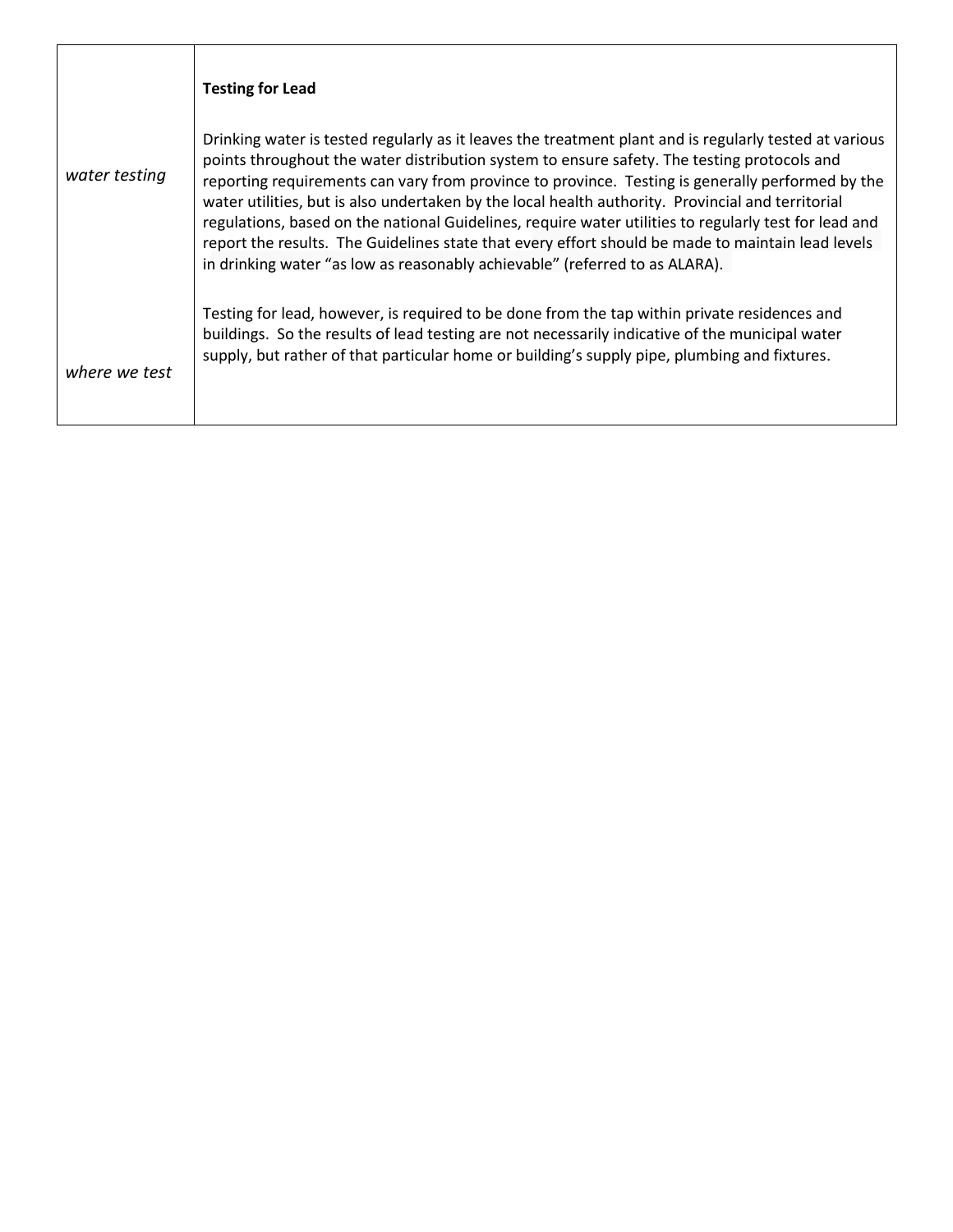| | |
|---|---|
| *water testing* | **Testing for Lead**<br><br>Drinking water is tested regularly as it leaves the treatment plant and is regularly tested at various points throughout the water distribution system to ensure safety. The testing protocols and reporting requirements can vary from province to province. Testing is generally performed by the water utilities, but is also undertaken by the local health authority. Provincial and territorial regulations, based on the national Guidelines, require water utilities to regularly test for lead and report the results. The Guidelines state that every effort should be made to maintain lead levels in drinking water "as low as reasonably achievable" (referred to as ALARA). |
| *where we test* | Testing for lead, however, is required to be done from the tap within private residences and buildings. So the results of lead testing are not necessarily indicative of the municipal water supply, but rather of that particular home or building's supply pipe, plumbing and fixtures. |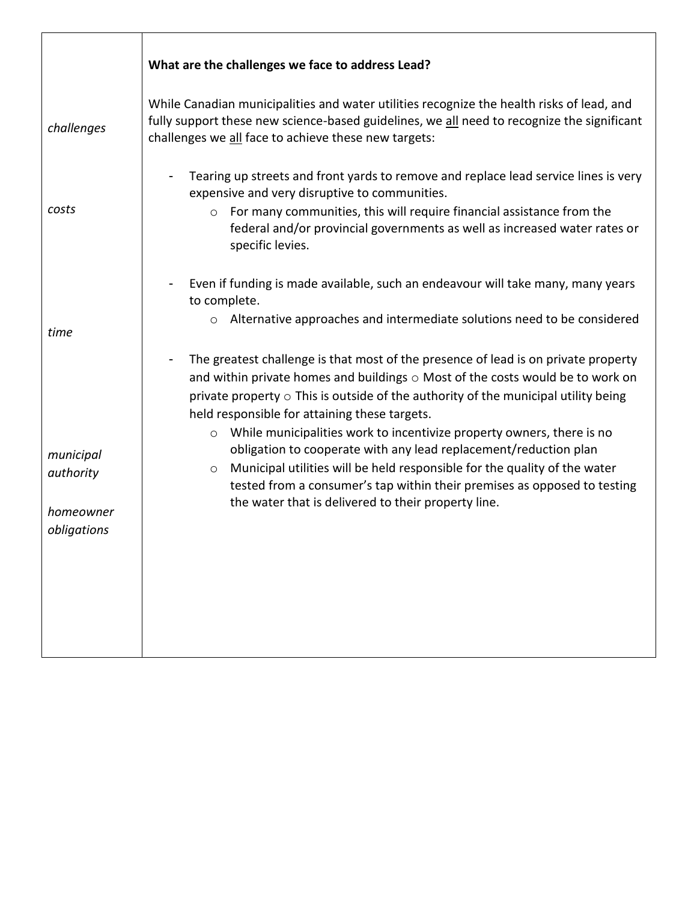| | **What are the challenges we face to address Lead?** |
|---|---|
| *challenges* | While Canadian municipalities and water utilities recognize the health risks of lead, and fully support these new science-based guidelines, we <u>all</u> need to recognize the significant challenges we <u>all</u> face to achieve these new targets: |
| *costs* | - Tearing up streets and front yards to remove and replace lead service lines is very expensive and very disruptive to communities.<br>    ○ For many communities, this will require financial assistance from the federal and/or provincial governments as well as increased water rates or specific levies. |
| *time* | - Even if funding is made available, such an endeavour will take many, many years to complete.<br>    ○ Alternative approaches and intermediate solutions need to be considered |
| *municipal authority*<br><br>*homeowner obligations* | - The greatest challenge is that most of the presence of lead is on private property and within private homes and buildings ○ Most of the costs would be to work on private property ○ This is outside of the authority of the municipal utility being held responsible for attaining these targets.<br>    ○ While municipalities work to incentivize property owners, there is no obligation to cooperate with any lead replacement/reduction plan<br>    ○ Municipal utilities will be held responsible for the quality of the water tested from a consumer's tap within their premises as opposed to testing the water that is delivered to their property line. |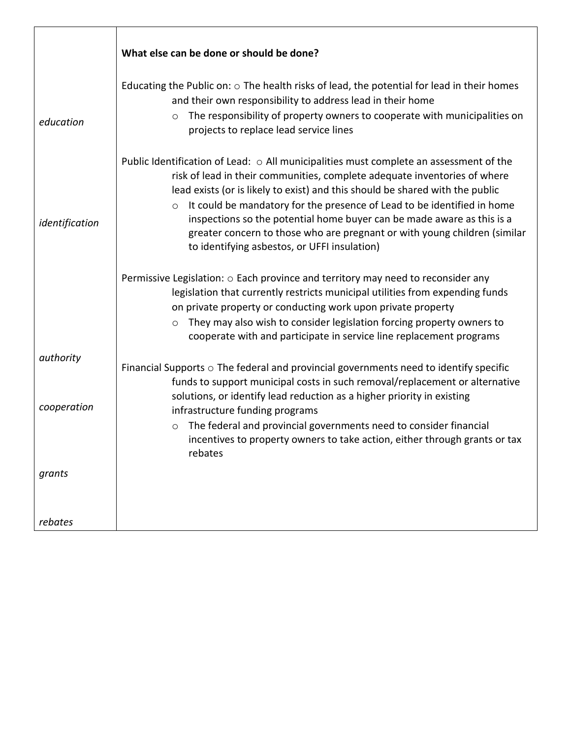| | **What else can be done or should be done?** |
|---|---|
| *education* | Educating the Public on: ○ The health risks of lead, the potential for lead in their homes and their own responsibility to address lead in their home<br>○ The responsibility of property owners to cooperate with municipalities on projects to replace lead service lines |
| *identification* | Public Identification of Lead: ○ All municipalities must complete an assessment of the risk of lead in their communities, complete adequate inventories of where lead exists (or is likely to exist) and this should be shared with the public<br>○ It could be mandatory for the presence of Lead to be identified in home inspections so the potential home buyer can be made aware as this is a greater concern to those who are pregnant or with young children (similar to identifying asbestos, or UFFI insulation) |
| *authority*<br><br>*cooperation* | Permissive Legislation: ○ Each province and territory may need to reconsider any legislation that currently restricts municipal utilities from expending funds on private property or conducting work upon private property<br>○ They may also wish to consider legislation forcing property owners to cooperate with and participate in service line replacement programs |
| *grants*<br><br>*rebates* | Financial Supports ○ The federal and provincial governments need to identify specific funds to support municipal costs in such removal/replacement or alternative solutions, or identify lead reduction as a higher priority in existing infrastructure funding programs<br>○ The federal and provincial governments need to consider financial incentives to property owners to take action, either through grants or tax rebates |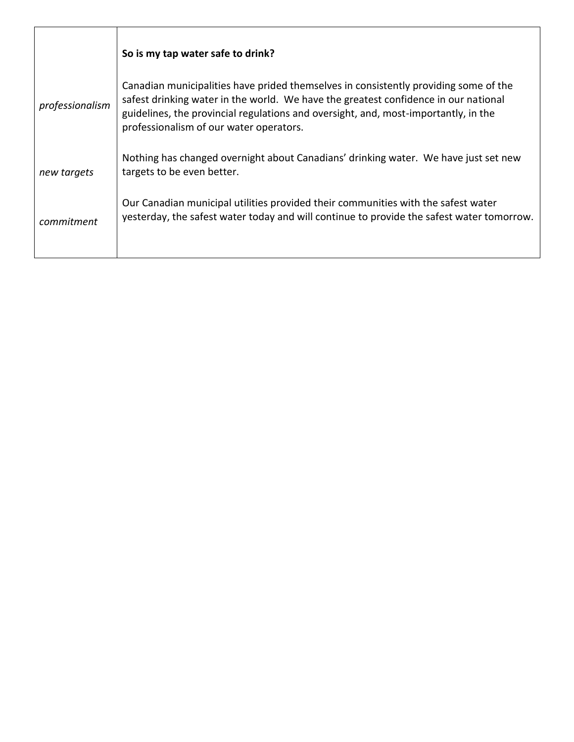| | |
|---|---|
| | **So is my tap water safe to drink?** |
| *professionalism* | Canadian municipalities have prided themselves in consistently providing some of the safest drinking water in the world. We have the greatest confidence in our national guidelines, the provincial regulations and oversight, and, most-importantly, in the professionalism of our water operators. |
| *new targets* | Nothing has changed overnight about Canadians' drinking water. We have just set new targets to be even better. |
| *commitment* | Our Canadian municipal utilities provided their communities with the safest water yesterday, the safest water today and will continue to provide the safest water tomorrow. |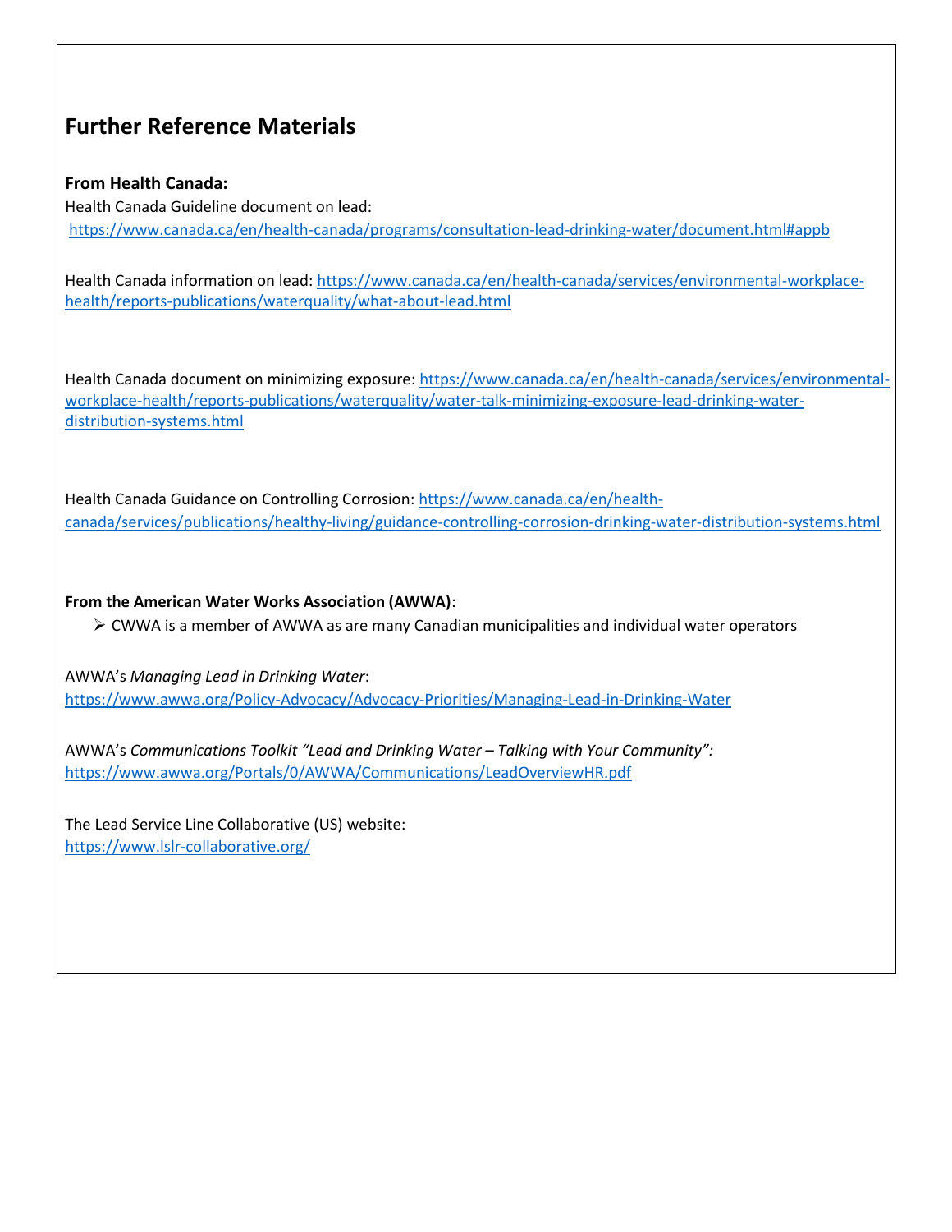## Further Reference Materials

**From Health Canada:**

Health Canada Guideline document on lead:
https://www.canada.ca/en/health-canada/programs/consultation-lead-drinking-water/document.html#appb

Health Canada information on lead: https://www.canada.ca/en/health-canada/services/environmental-workplace-health/reports-publications/waterquality/what-about-lead.html

Health Canada document on minimizing exposure: https://www.canada.ca/en/health-canada/services/environmental-workplace-health/reports-publications/waterquality/water-talk-minimizing-exposure-lead-drinking-water-distribution-systems.html

Health Canada Guidance on Controlling Corrosion: https://www.canada.ca/en/health-canada/services/publications/healthy-living/guidance-controlling-corrosion-drinking-water-distribution-systems.html

**From the American Water Works Association (AWWA)**:

- CWWA is a member of AWWA as are many Canadian municipalities and individual water operators

AWWA's *Managing Lead in Drinking Water*:
https://www.awwa.org/Policy-Advocacy/Advocacy-Priorities/Managing-Lead-in-Drinking-Water

AWWA's *Communications Toolkit "Lead and Drinking Water – Talking with Your Community":*
https://www.awwa.org/Portals/0/AWWA/Communications/LeadOverviewHR.pdf

The Lead Service Line Collaborative (US) website:
https://www.lslr-collaborative.org/